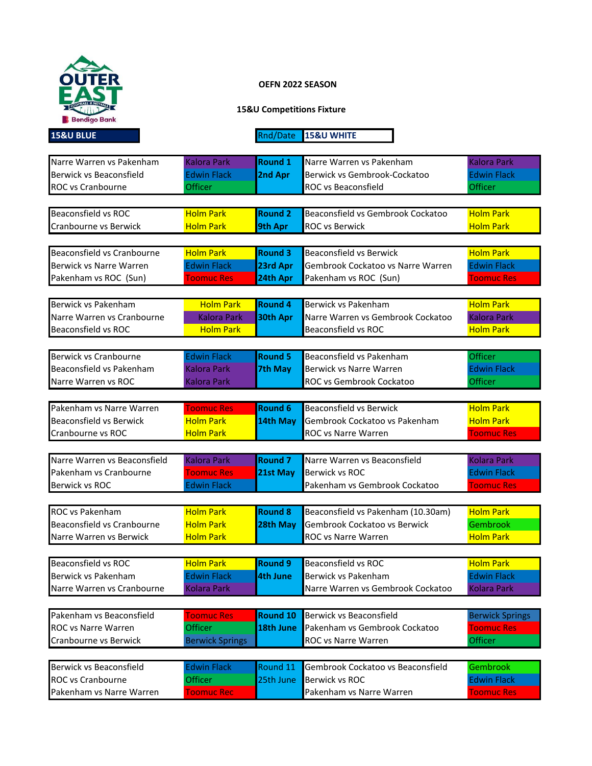**OEFN 2022 SEASON**

**15&U Competitions Fixture**

| 15&U BLUE | | Rnd/Date | 15&U WHITE | |
|---|---|---|---|---|
| Narre Warren vs Pakenham | Kalora Park | Round 1 | Narre Warren vs Pakenham | Kalora Park |
| Berwick vs Beaconsfield | Edwin Flack | 2nd Apr | Berwick vs Gembrook-Cockatoo | Edwin Flack |
| ROC vs Cranbourne | Officer | | ROC vs Beaconsfield | Officer |
| Beaconsfield vs ROC | Holm Park | Round 2 | Beaconsfield vs Gembrook Cockatoo | Holm Park |
| Cranbourne vs Berwick | Holm Park | 9th Apr | ROC vs Berwick | Holm Park |
| Beaconsfield vs Cranbourne | Holm Park | Round 3 | Beaconsfield vs Berwick | Holm Park |
| Berwick vs Narre Warren | Edwin Flack | 23rd Apr | Gembrook Cockatoo vs Narre Warren | Edwin Flack |
| Pakenham vs ROC (Sun) | Toomuc Res | 24th Apr | Pakenham vs ROC (Sun) | Toomuc Res |
| Berwick vs Pakenham | Holm Park | Round 4 | Berwick vs Pakenham | Holm Park |
| Narre Warren vs Cranbourne | Kalora Park | 30th Apr | Narre Warren vs Gembrook Cockatoo | Kalora Park |
| Beaconsfield vs ROC | Holm Park | | Beaconsfield vs ROC | Holm Park |
| Berwick vs Cranbourne | Edwin Flack | Round 5 | Beaconsfield vs Pakenham | Officer |
| Beaconsfield vs Pakenham | Kalora Park | 7th May | Berwick vs Narre Warren | Edwin Flack |
| Narre Warren vs ROC | Kalora Park | | ROC vs Gembrook Cockatoo | Officer |
| Pakenham vs Narre Warren | Toomuc Res | Round 6 | Beaconsfield vs Berwick | Holm Park |
| Beaconsfield vs Berwick | Holm Park | 14th May | Gembrook Cockatoo vs Pakenham | Holm Park |
| Cranbourne vs ROC | Holm Park | | ROC vs Narre Warren | Toomuc Res |
| Narre Warren vs Beaconsfield | Kalora Park | Round 7 | Narre Warren vs Beaconsfield | Kolara Park |
| Pakenham vs Cranbourne | Toomuc Res | 21st May | Berwick vs ROC | Edwin Flack |
| Berwick vs ROC | Edwin Flack | | Pakenham vs Gembrook Cockatoo | Toomuc Res |
| ROC vs Pakenham | Holm Park | Round 8 | Beaconsfield vs Pakenham (10.30am) | Holm Park |
| Beaconsfield vs Cranbourne | Holm Park | 28th May | Gembrook Cockatoo vs Berwick | Gembrook |
| Narre Warren vs Berwick | Holm Park | | ROC vs Narre Warren | Holm Park |
| Beaconsfield vs ROC | Holm Park | Round 9 | Beaconsfield vs ROC | Holm Park |
| Berwick vs Pakenham | Edwin Flack | 4th June | Berwick vs Pakenham | Edwin Flack |
| Narre Warren vs Cranbourne | Kolara Park | | Narre Warren vs Gembrook Cockatoo | Kolara Park |
| Pakenham vs Beaconsfield | Toomuc Res | Round 10 | Berwick vs Beaconsfield | Berwick Springs |
| ROC vs Narre Warren | Officer | 18th June | Pakenham vs Gembrook Cockatoo | Toomuc Res |
| Cranbourne vs Berwick | Berwick Springs | | ROC vs Narre Warren | Officer |
| Berwick vs Beaconsfield | Edwin Flack | Round 11 | Gembrook Cockatoo vs Beaconsfield | Gembrook |
| ROC vs Cranbourne | Officer | 25th June | Berwick vs ROC | Edwin Flack |
| Pakenham vs Narre Warren | Toomuc Rec | | Pakenham vs Narre Warren | Toomuc Res |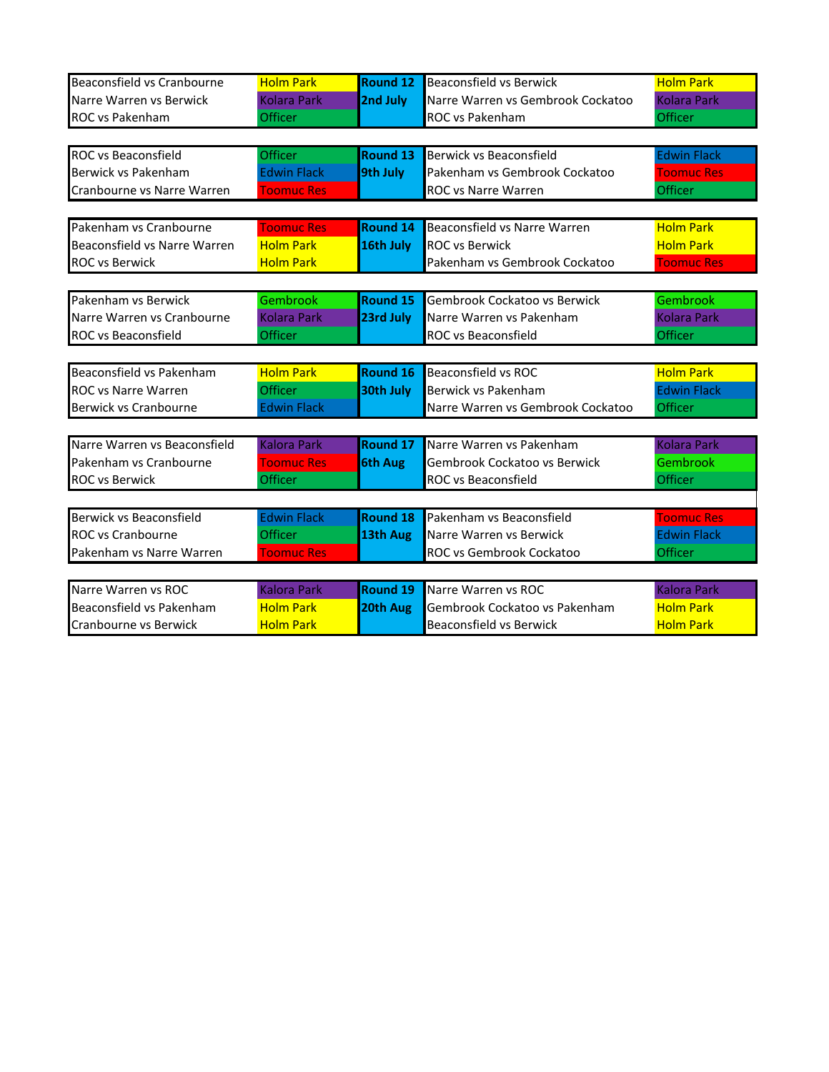| | | | | |
|---|---|---|---|---|
| Beaconsfield vs Cranbourne | Holm Park | **Round 12** | Beaconsfield vs Berwick | Holm Park |
| Narre Warren vs Berwick | Kolara Park | **2nd July** | Narre Warren vs Gembrook Cockatoo | Kolara Park |
| ROC vs Pakenham | Officer | | ROC vs Pakenham | Officer |
| ROC vs Beaconsfield | Officer | **Round 13** | Berwick vs Beaconsfield | Edwin Flack |
| Berwick vs Pakenham | Edwin Flack | **9th July** | Pakenham vs Gembrook Cockatoo | Toomuc Res |
| Cranbourne vs Narre Warren | Toomuc Res | | ROC vs Narre Warren | Officer |
| Pakenham vs Cranbourne | Toomuc Res | **Round 14** | Beaconsfield vs Narre Warren | Holm Park |
| Beaconsfield vs Narre Warren | Holm Park | **16th July** | ROC vs Berwick | Holm Park |
| ROC vs Berwick | Holm Park | | Pakenham vs Gembrook Cockatoo | Toomuc Res |
| Pakenham vs Berwick | Gembrook | **Round 15** | Gembrook Cockatoo vs Berwick | Gembrook |
| Narre Warren vs Cranbourne | Kolara Park | **23rd July** | Narre Warren vs Pakenham | Kolara Park |
| ROC vs Beaconsfield | Officer | | ROC vs Beaconsfield | Officer |
| Beaconsfield vs Pakenham | Holm Park | **Round 16** | Beaconsfield vs ROC | Holm Park |
| ROC vs Narre Warren | Officer | **30th July** | Berwick vs Pakenham | Edwin Flack |
| Berwick vs Cranbourne | Edwin Flack | | Narre Warren vs Gembrook Cockatoo | Officer |
| Narre Warren vs Beaconsfield | Kalora Park | **Round 17** | Narre Warren vs Pakenham | Kolara Park |
| Pakenham vs Cranbourne | Toomuc Res | **6th Aug** | Gembrook Cockatoo vs Berwick | Gembrook |
| ROC vs Berwick | Officer | | ROC vs Beaconsfield | Officer |
| Berwick vs Beaconsfield | Edwin Flack | **Round 18** | Pakenham vs Beaconsfield | Toomuc Res |
| ROC vs Cranbourne | Officer | **13th Aug** | Narre Warren vs Berwick | Edwin Flack |
| Pakenham vs Narre Warren | Toomuc Res | | ROC vs Gembrook Cockatoo | Officer |
| Narre Warren vs ROC | Kalora Park | **Round 19** | Narre Warren vs ROC | Kalora Park |
| Beaconsfield vs Pakenham | Holm Park | **20th Aug** | Gembrook Cockatoo vs Pakenham | Holm Park |
| Cranbourne vs Berwick | Holm Park | | Beaconsfield vs Berwick | Holm Park |